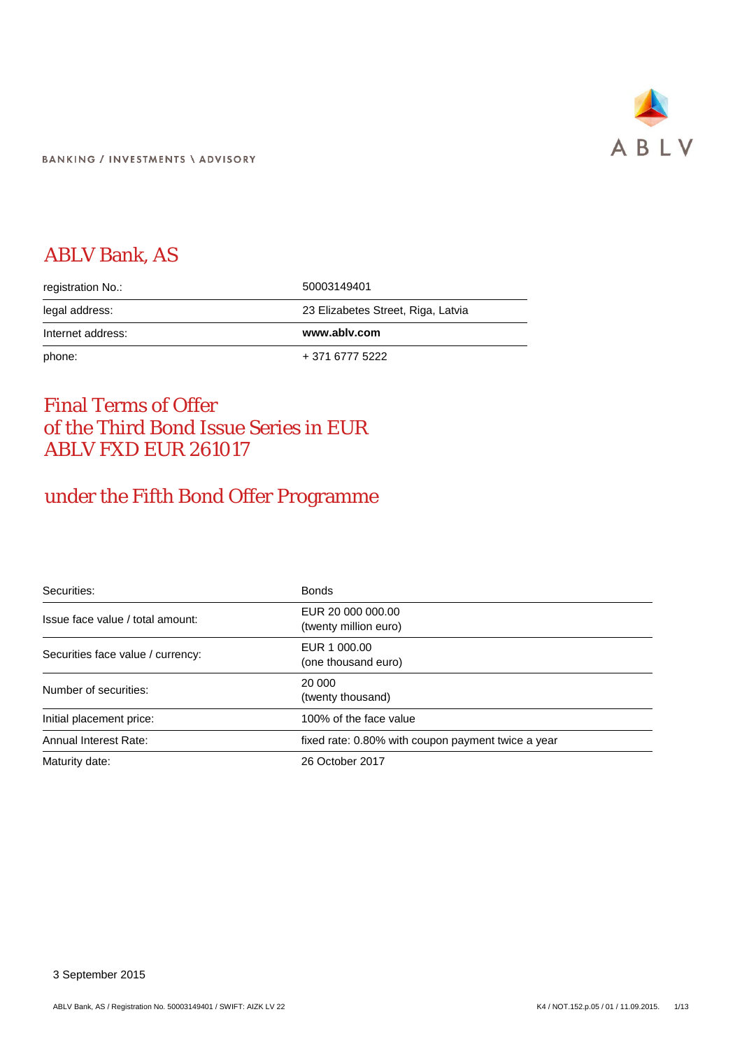BANKING / INVESTMENTS \ ADVISORY

# ABLV Bank, AS

| | |
|---|---|
| registration No.: | 50003149401 |
| legal address: | 23 Elizabetes Street, Riga, Latvia |
| Internet address: | **www.ablv.com** |
| phone: | + 371 6777 5222 |

# Final Terms of Offer of the Third Bond Issue Series in EUR ABLV FXD EUR 261017

## under the Fifth Bond Offer Programme

| | |
|---|---|
| Securities: | Bonds |
| Issue face value / total amount: | EUR 20 000 000.00 (twenty million euro) |
| Securities face value / currency: | EUR 1 000.00 (one thousand euro) |
| Number of securities: | 20 000 (twenty thousand) |
| Initial placement price: | 100% of the face value |
| Annual Interest Rate: | fixed rate: 0.80% with coupon payment twice a year |
| Maturity date: | 26 October 2017 |

3 September 2015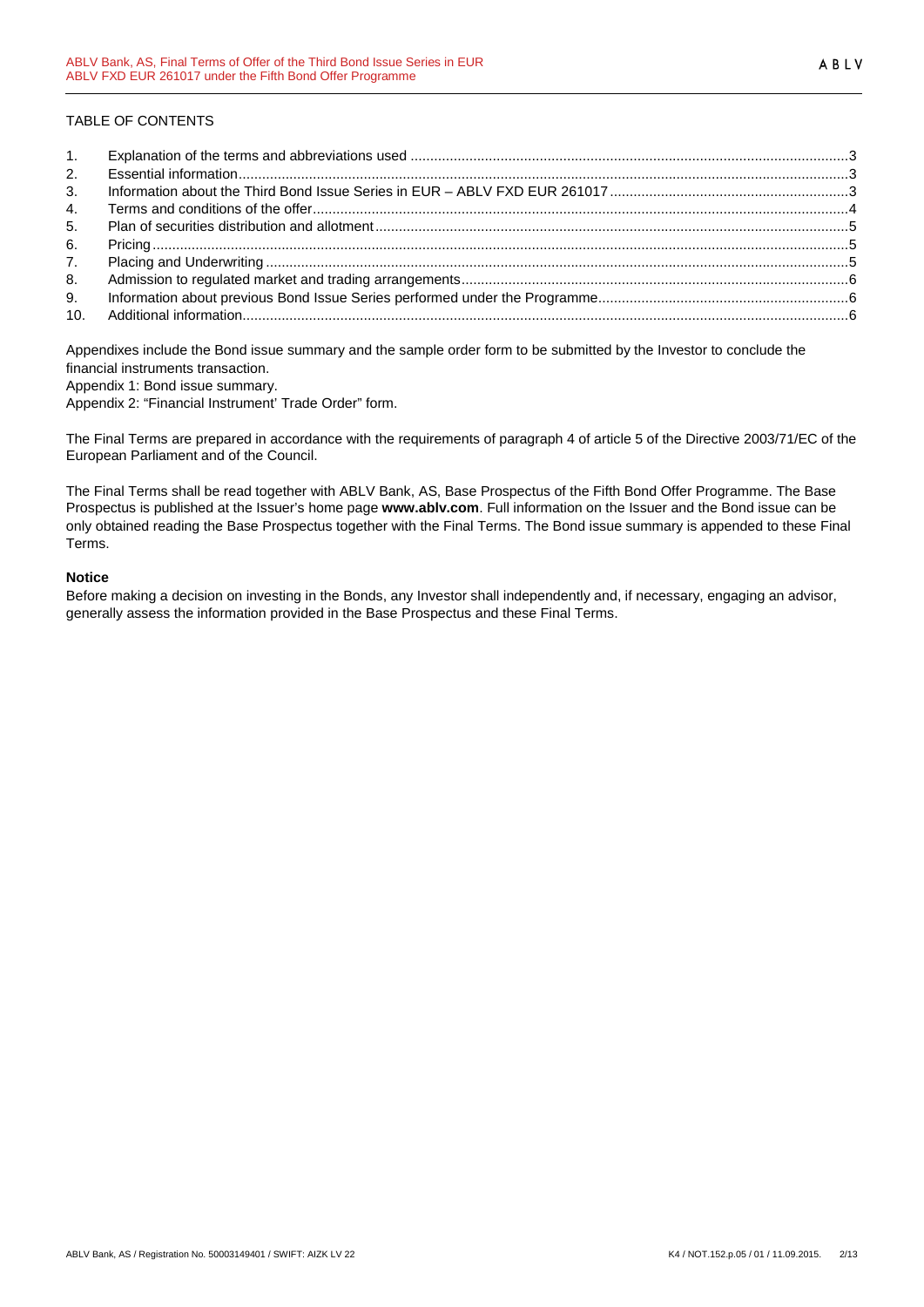TABLE OF CONTENTS

| | | |
|---|---|---|
| 1. | Explanation of the terms and abbreviations used | 3 |
| 2. | Essential information | 3 |
| 3. | Information about the Third Bond Issue Series in EUR – ABLV FXD EUR 261017 | 3 |
| 4. | Terms and conditions of the offer | 4 |
| 5. | Plan of securities distribution and allotment | 5 |
| 6. | Pricing | 5 |
| 7. | Placing and Underwriting | 5 |
| 8. | Admission to regulated market and trading arrangements | 6 |
| 9. | Information about previous Bond Issue Series performed under the Programme | 6 |
| 10. | Additional information | 6 |

Appendixes include the Bond issue summary and the sample order form to be submitted by the Investor to conclude the financial instruments transaction.

Appendix 1: Bond issue summary.

Appendix 2: "Financial Instrument' Trade Order" form.

The Final Terms are prepared in accordance with the requirements of paragraph 4 of article 5 of the Directive 2003/71/EC of the European Parliament and of the Council.

The Final Terms shall be read together with ABLV Bank, AS, Base Prospectus of the Fifth Bond Offer Programme. The Base Prospectus is published at the Issuer's home page **www.ablv.com**. Full information on the Issuer and the Bond issue can be only obtained reading the Base Prospectus together with the Final Terms. The Bond issue summary is appended to these Final Terms.

**Notice**

Before making a decision on investing in the Bonds, any Investor shall independently and, if necessary, engaging an advisor, generally assess the information provided in the Base Prospectus and these Final Terms.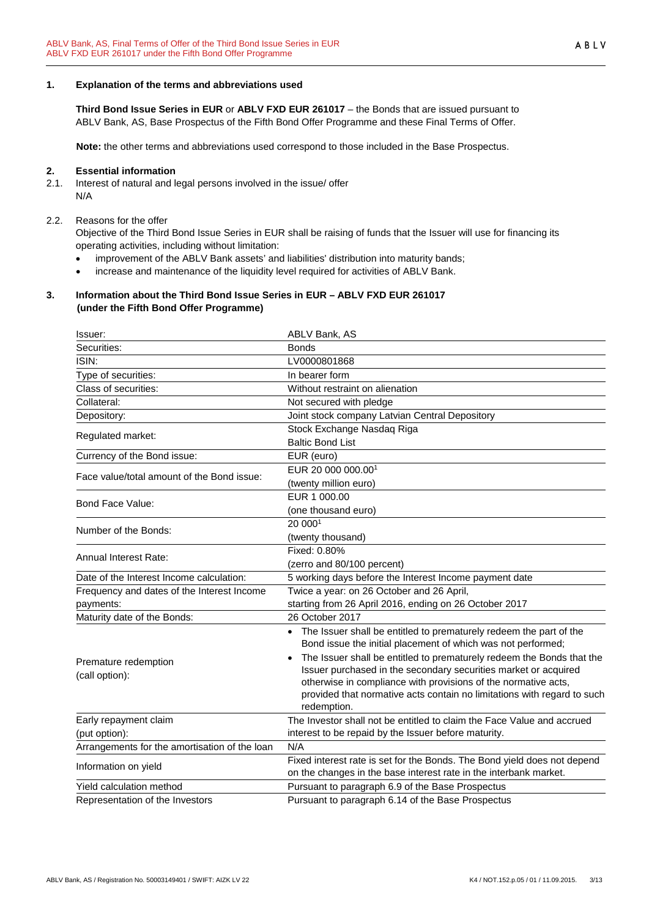## 1. Explanation of the terms and abbreviations used

**Third Bond Issue Series in EUR** or **ABLV FXD EUR 261017** – the Bonds that are issued pursuant to ABLV Bank, AS, Base Prospectus of the Fifth Bond Offer Programme and these Final Terms of Offer.

**Note:** the other terms and abbreviations used correspond to those included in the Base Prospectus.

## 2. Essential information

2.1. Interest of natural and legal persons involved in the issue/ offer
N/A

2.2. Reasons for the offer
Objective of the Third Bond Issue Series in EUR shall be raising of funds that the Issuer will use for financing its operating activities, including without limitation:

- improvement of the ABLV Bank assets' and liabilities' distribution into maturity bands;
- increase and maintenance of the liquidity level required for activities of ABLV Bank.

## 3. Information about the Third Bond Issue Series in EUR – ABLV FXD EUR 261017 (under the Fifth Bond Offer Programme)

| | |
|---|---|
| Issuer: | ABLV Bank, AS |
| Securities: | Bonds |
| ISIN: | LV0000801868 |
| Type of securities: | In bearer form |
| Class of securities: | Without restraint on alienation |
| Collateral: | Not secured with pledge |
| Depository: | Joint stock company Latvian Central Depository |
| Regulated market: | Stock Exchange Nasdaq Riga<br>Baltic Bond List |
| Currency of the Bond issue: | EUR (euro) |
| Face value/total amount of the Bond issue: | EUR 20 000 000.00[1]<br>(twenty million euro) |
| Bond Face Value: | EUR 1 000.00<br>(one thousand euro) |
| Number of the Bonds: | 20 000[1]<br>(twenty thousand) |
| Annual Interest Rate: | Fixed: 0.80%<br>(zerro and 80/100 percent) |
| Date of the Interest Income calculation: | 5 working days before the Interest Income payment date |
| Frequency and dates of the Interest Income payments: | Twice a year: on 26 October and 26 April, starting from 26 April 2016, ending on 26 October 2017 |
| Maturity date of the Bonds: | 26 October 2017 |
| Premature redemption (call option): | • The Issuer shall be entitled to prematurely redeem the part of the Bond issue the initial placement of which was not performed;<br>• The Issuer shall be entitled to prematurely redeem the Bonds that the Issuer purchased in the secondary securities market or acquired otherwise in compliance with provisions of the normative acts, provided that normative acts contain no limitations with regard to such redemption. |
| Early repayment claim (put option): | The Investor shall not be entitled to claim the Face Value and accrued interest to be repaid by the Issuer before maturity. |
| Arrangements for the amortisation of the loan | N/A |
| Information on yield | Fixed interest rate is set for the Bonds. The Bond yield does not depend on the changes in the base interest rate in the interbank market. |
| Yield calculation method | Pursuant to paragraph 6.9 of the Base Prospectus |
| Representation of the Investors | Pursuant to paragraph 6.14 of the Base Prospectus |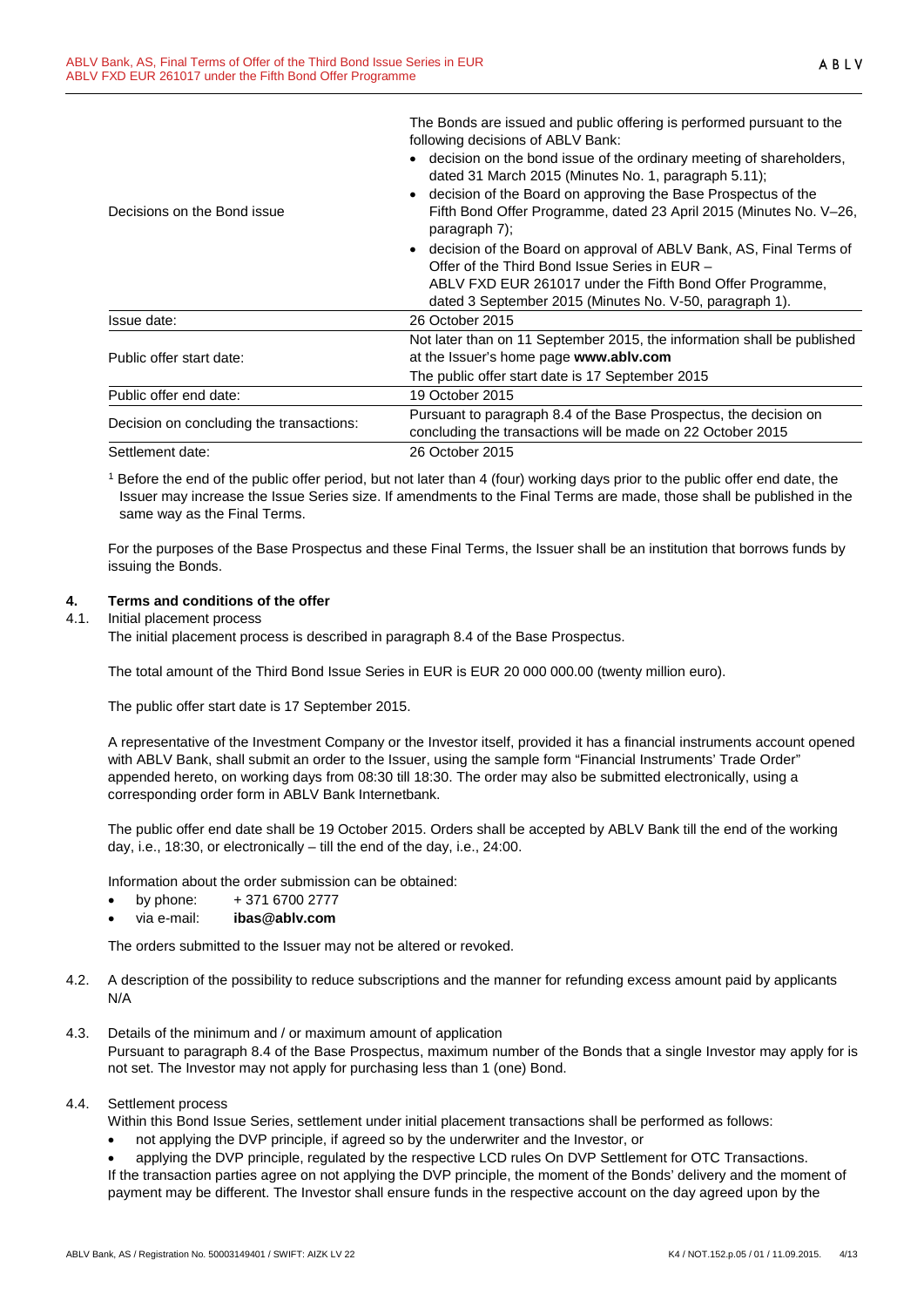| | |
|---|---|
| Decisions on the Bond issue | The Bonds are issued and public offering is performed pursuant to the following decisions of ABLV Bank:<br>• decision on the bond issue of the ordinary meeting of shareholders, dated 31 March 2015 (Minutes No. 1, paragraph 5.11);<br>• decision of the Board on approving the Base Prospectus of the Fifth Bond Offer Programme, dated 23 April 2015 (Minutes No. V–26, paragraph 7);<br>• decision of the Board on approval of ABLV Bank, AS, Final Terms of Offer of the Third Bond Issue Series in EUR – ABLV FXD EUR 261017 under the Fifth Bond Offer Programme, dated 3 September 2015 (Minutes No. V-50, paragraph 1). |
| Issue date: | 26 October 2015 |
| Public offer start date: | Not later than on 11 September 2015, the information shall be published at the Issuer's home page **www.ablv.com**<br>The public offer start date is 17 September 2015 |
| Public offer end date: | 19 October 2015 |
| Decision on concluding the transactions: | Pursuant to paragraph 8.4 of the Base Prospectus, the decision on concluding the transactions will be made on 22 October 2015 |
| Settlement date: | 26 October 2015 |

[1] Before the end of the public offer period, but not later than 4 (four) working days prior to the public offer end date, the Issuer may increase the Issue Series size. If amendments to the Final Terms are made, those shall be published in the same way as the Final Terms.

For the purposes of the Base Prospectus and these Final Terms, the Issuer shall be an institution that borrows funds by issuing the Bonds.

## 4. Terms and conditions of the offer

4.1. Initial placement process

The initial placement process is described in paragraph 8.4 of the Base Prospectus.

The total amount of the Third Bond Issue Series in EUR is EUR 20 000 000.00 (twenty million euro).

The public offer start date is 17 September 2015.

A representative of the Investment Company or the Investor itself, provided it has a financial instruments account opened with ABLV Bank, shall submit an order to the Issuer, using the sample form "Financial Instruments' Trade Order" appended hereto, on working days from 08:30 till 18:30. The order may also be submitted electronically, using a corresponding order form in ABLV Bank Internetbank.

The public offer end date shall be 19 October 2015. Orders shall be accepted by ABLV Bank till the end of the working day, i.e., 18:30, or electronically – till the end of the day, i.e., 24:00.

Information about the order submission can be obtained:

- by phone: + 371 6700 2777
- via e-mail: **ibas@ablv.com**

The orders submitted to the Issuer may not be altered or revoked.

4.2. A description of the possibility to reduce subscriptions and the manner for refunding excess amount paid by applicants

N/A

4.3. Details of the minimum and / or maximum amount of application

Pursuant to paragraph 8.4 of the Base Prospectus, maximum number of the Bonds that a single Investor may apply for is not set. The Investor may not apply for purchasing less than 1 (one) Bond.

4.4. Settlement process

Within this Bond Issue Series, settlement under initial placement transactions shall be performed as follows:

- not applying the DVP principle, if agreed so by the underwriter and the Investor, or
- applying the DVP principle, regulated by the respective LCD rules On DVP Settlement for OTC Transactions.

If the transaction parties agree on not applying the DVP principle, the moment of the Bonds' delivery and the moment of payment may be different. The Investor shall ensure funds in the respective account on the day agreed upon by the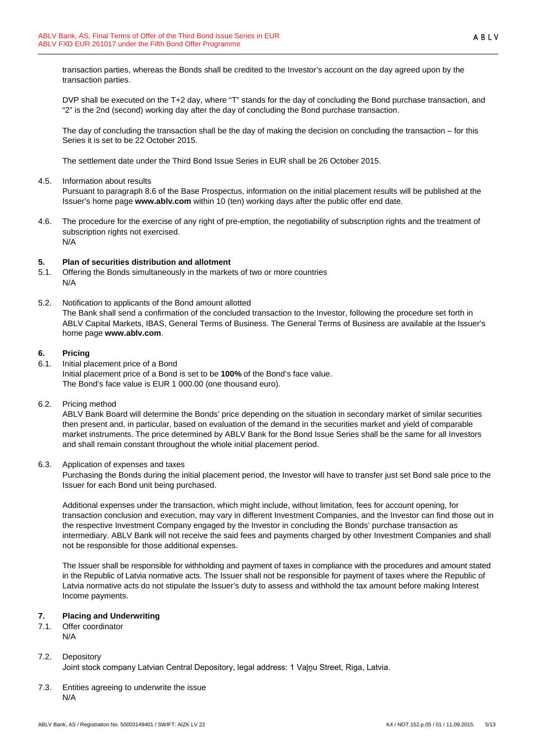transaction parties, whereas the Bonds shall be credited to the Investor's account on the day agreed upon by the transaction parties.

DVP shall be executed on the T+2 day, where "T" stands for the day of concluding the Bond purchase transaction, and "2" is the 2nd (second) working day after the day of concluding the Bond purchase transaction.

The day of concluding the transaction shall be the day of making the decision on concluding the transaction – for this Series it is set to be 22 October 2015.

The settlement date under the Third Bond Issue Series in EUR shall be 26 October 2015.

4.5. Information about results

Pursuant to paragraph 8.6 of the Base Prospectus, information on the initial placement results will be published at the Issuer's home page **www.ablv.com** within 10 (ten) working days after the public offer end date.

4.6. The procedure for the exercise of any right of pre-emption, the negotiability of subscription rights and the treatment of subscription rights not exercised.

N/A

## 5. Plan of securities distribution and allotment

5.1. Offering the Bonds simultaneously in the markets of two or more countries

N/A

5.2. Notification to applicants of the Bond amount allotted

The Bank shall send a confirmation of the concluded transaction to the Investor, following the procedure set forth in ABLV Capital Markets, IBAS, General Terms of Business. The General Terms of Business are available at the Issuer's home page **www.ablv.com**.

## 6. Pricing

6.1. Initial placement price of a Bond

Initial placement price of a Bond is set to be **100%** of the Bond's face value.
The Bond's face value is EUR 1 000.00 (one thousand euro).

6.2. Pricing method

ABLV Bank Board will determine the Bonds' price depending on the situation in secondary market of similar securities then present and, in particular, based on evaluation of the demand in the securities market and yield of comparable market instruments. The price determined by ABLV Bank for the Bond Issue Series shall be the same for all Investors and shall remain constant throughout the whole initial placement period.

6.3. Application of expenses and taxes

Purchasing the Bonds during the initial placement period, the Investor will have to transfer just set Bond sale price to the Issuer for each Bond unit being purchased.

Additional expenses under the transaction, which might include, without limitation, fees for account opening, for transaction conclusion and execution, may vary in different Investment Companies, and the Investor can find those out in the respective Investment Company engaged by the Investor in concluding the Bonds' purchase transaction as intermediary. ABLV Bank will not receive the said fees and payments charged by other Investment Companies and shall not be responsible for those additional expenses.

The Issuer shall be responsible for withholding and payment of taxes in compliance with the procedures and amount stated in the Republic of Latvia normative acts. The Issuer shall not be responsible for payment of taxes where the Republic of Latvia normative acts do not stipulate the Issuer's duty to assess and withhold the tax amount before making Interest Income payments.

## 7. Placing and Underwriting

7.1. Offer coordinator

N/A

7.2. Depository

Joint stock company Latvian Central Depository, legal address: 1 Vaļņu Street, Riga, Latvia.

7.3. Entities agreeing to underwrite the issue

N/A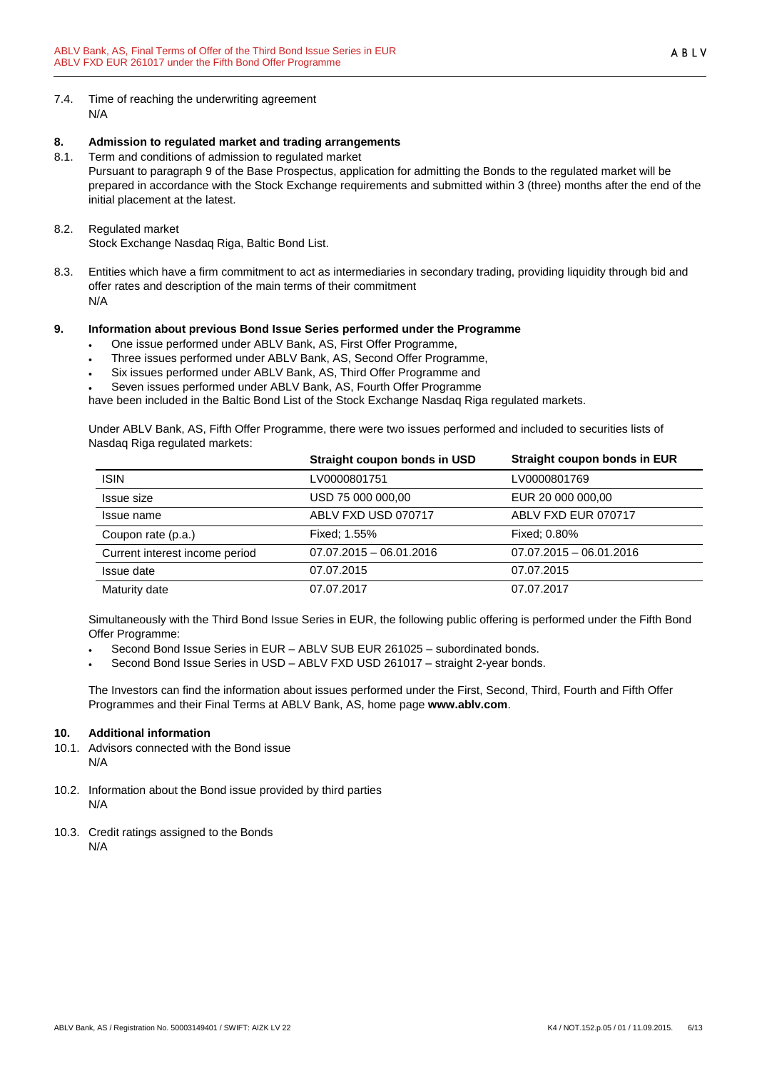7.4. Time of reaching the underwriting agreement
N/A

## 8. Admission to regulated market and trading arrangements

8.1. Term and conditions of admission to regulated market
Pursuant to paragraph 9 of the Base Prospectus, application for admitting the Bonds to the regulated market will be prepared in accordance with the Stock Exchange requirements and submitted within 3 (three) months after the end of the initial placement at the latest.

8.2. Regulated market
Stock Exchange Nasdaq Riga, Baltic Bond List.

8.3. Entities which have a firm commitment to act as intermediaries in secondary trading, providing liquidity through bid and offer rates and description of the main terms of their commitment
N/A

## 9. Information about previous Bond Issue Series performed under the Programme

- One issue performed under ABLV Bank, AS, First Offer Programme,
- Three issues performed under ABLV Bank, AS, Second Offer Programme,
- Six issues performed under ABLV Bank, AS, Third Offer Programme and
- Seven issues performed under ABLV Bank, AS, Fourth Offer Programme

have been included in the Baltic Bond List of the Stock Exchange Nasdaq Riga regulated markets.

Under ABLV Bank, AS, Fifth Offer Programme, there were two issues performed and included to securities lists of Nasdaq Riga regulated markets:

| | Straight coupon bonds in USD | Straight coupon bonds in EUR |
|---|---|---|
| ISIN | LV0000801751 | LV0000801769 |
| Issue size | USD 75 000 000,00 | EUR 20 000 000,00 |
| Issue name | ABLV FXD USD 070717 | ABLV FXD EUR 070717 |
| Coupon rate (p.a.) | Fixed; 1.55% | Fixed; 0.80% |
| Current interest income period | 07.07.2015 – 06.01.2016 | 07.07.2015 – 06.01.2016 |
| Issue date | 07.07.2015 | 07.07.2015 |
| Maturity date | 07.07.2017 | 07.07.2017 |

Simultaneously with the Third Bond Issue Series in EUR, the following public offering is performed under the Fifth Bond Offer Programme:

- Second Bond Issue Series in EUR – ABLV SUB EUR 261025 – subordinated bonds.
- Second Bond Issue Series in USD – ABLV FXD USD 261017 – straight 2-year bonds.

The Investors can find the information about issues performed under the First, Second, Third, Fourth and Fifth Offer Programmes and their Final Terms at ABLV Bank, AS, home page **www.ablv.com**.

## 10. Additional information

10.1. Advisors connected with the Bond issue
N/A

10.2. Information about the Bond issue provided by third parties
N/A

10.3. Credit ratings assigned to the Bonds
N/A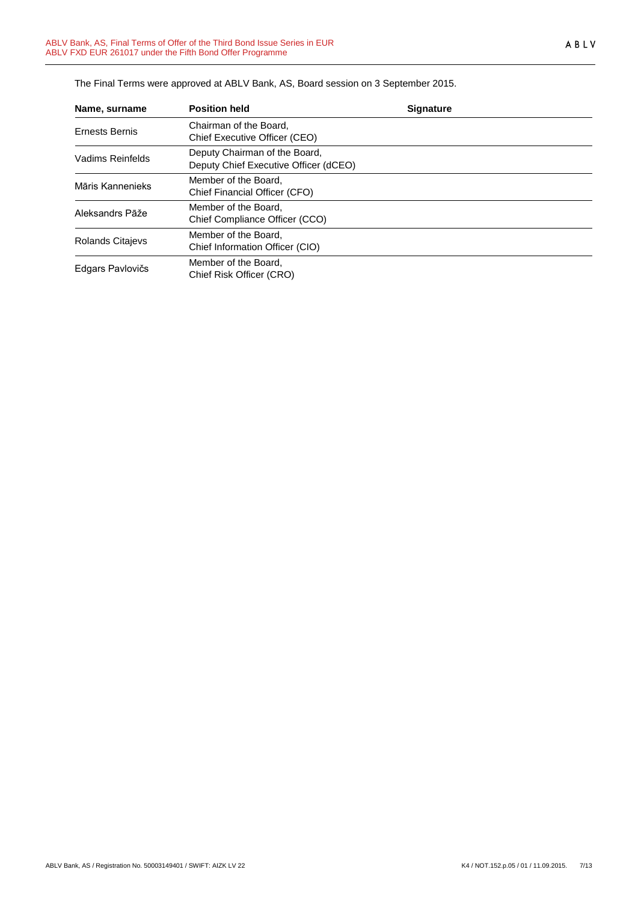The Final Terms were approved at ABLV Bank, AS, Board session on 3 September 2015.

| Name, surname | Position held | Signature |
|---|---|---|
| Ernests Bernis | Chairman of the Board, Chief Executive Officer (CEO) | |
| Vadims Reinfelds | Deputy Chairman of the Board, Deputy Chief Executive Officer (dCEO) | |
| Māris Kannenieks | Member of the Board, Chief Financial Officer (CFO) | |
| Aleksandrs Pāže | Member of the Board, Chief Compliance Officer (CCO) | |
| Rolands Citajevs | Member of the Board, Chief Information Officer (CIO) | |
| Edgars Pavlovičs | Member of the Board, Chief Risk Officer (CRO) | |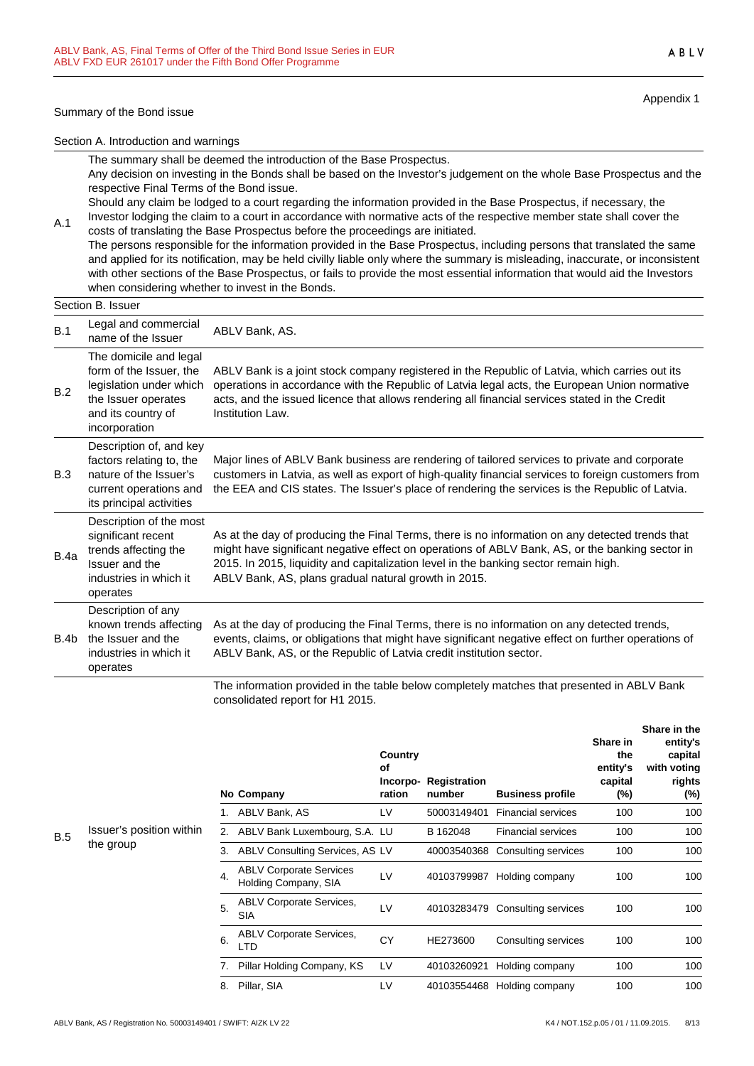Appendix 1

Summary of the Bond issue

Section A. Introduction and warnings

| | |
|---|---|
| A.1 | The summary shall be deemed the introduction of the Base Prospectus.<br>Any decision on investing in the Bonds shall be based on the Investor's judgement on the whole Base Prospectus and the respective Final Terms of the Bond issue.<br>Should any claim be lodged to a court regarding the information provided in the Base Prospectus, if necessary, the Investor lodging the claim to a court in accordance with normative acts of the respective member state shall cover the costs of translating the Base Prospectus before the proceedings are initiated.<br>The persons responsible for the information provided in the Base Prospectus, including persons that translated the same and applied for its notification, may be held civilly liable only where the summary is misleading, inaccurate, or inconsistent with other sections of the Base Prospectus, or fails to provide the most essential information that would aid the Investors when considering whether to invest in the Bonds. |

Section B. Issuer

| | | |
|---|---|---|
| B.1 | Legal and commercial name of the Issuer | ABLV Bank, AS. |
| B.2 | The domicile and legal form of the Issuer, the legislation under which the Issuer operates and its country of incorporation | ABLV Bank is a joint stock company registered in the Republic of Latvia, which carries out its operations in accordance with the Republic of Latvia legal acts, the European Union normative acts, and the issued licence that allows rendering all financial services stated in the Credit Institution Law. |
| B.3 | Description of, and key factors relating to, the nature of the Issuer's current operations and its principal activities | Major lines of ABLV Bank business are rendering of tailored services to private and corporate customers in Latvia, as well as export of high-quality financial services to foreign customers from the EEA and CIS states. The Issuer's place of rendering the services is the Republic of Latvia. |
| B.4a | Description of the most significant recent trends affecting the Issuer and the industries in which it operates | As at the day of producing the Final Terms, there is no information on any detected trends that might have significant negative effect on operations of ABLV Bank, AS, or the banking sector in 2015. In 2015, liquidity and capitalization level in the banking sector remain high.<br>ABLV Bank, AS, plans gradual natural growth in 2015. |
| B.4b | Description of any known trends affecting the Issuer and the industries in which it operates | As at the day of producing the Final Terms, there is no information on any detected trends, events, claims, or obligations that might have significant negative effect on further operations of ABLV Bank, AS, or the Republic of Latvia credit institution sector. |
| B.5 | Issuer's position within the group | The information provided in the table below completely matches that presented in ABLV Bank consolidated report for H1 2015. |

| No | Company | Country of Incorporation | Registration number | Business profile | Share in the entity's capital (%) | Share in the entity's capital with voting rights (%) |
|---|---|---|---|---|---|---|
| 1. | ABLV Bank, AS | LV | 50003149401 | Financial services | 100 | 100 |
| 2. | ABLV Bank Luxembourg, S.A. | LU | B 162048 | Financial services | 100 | 100 |
| 3. | ABLV Consulting Services, AS | LV | 40003540368 | Consulting services | 100 | 100 |
| 4. | ABLV Corporate Services Holding Company, SIA | LV | 40103799987 | Holding company | 100 | 100 |
| 5. | ABLV Corporate Services, SIA | LV | 40103283479 | Consulting services | 100 | 100 |
| 6. | ABLV Corporate Services, LTD | CY | HE273600 | Consulting services | 100 | 100 |
| 7. | Pillar Holding Company, KS | LV | 40103260921 | Holding company | 100 | 100 |
| 8. | Pillar, SIA | LV | 40103554468 | Holding company | 100 | 100 |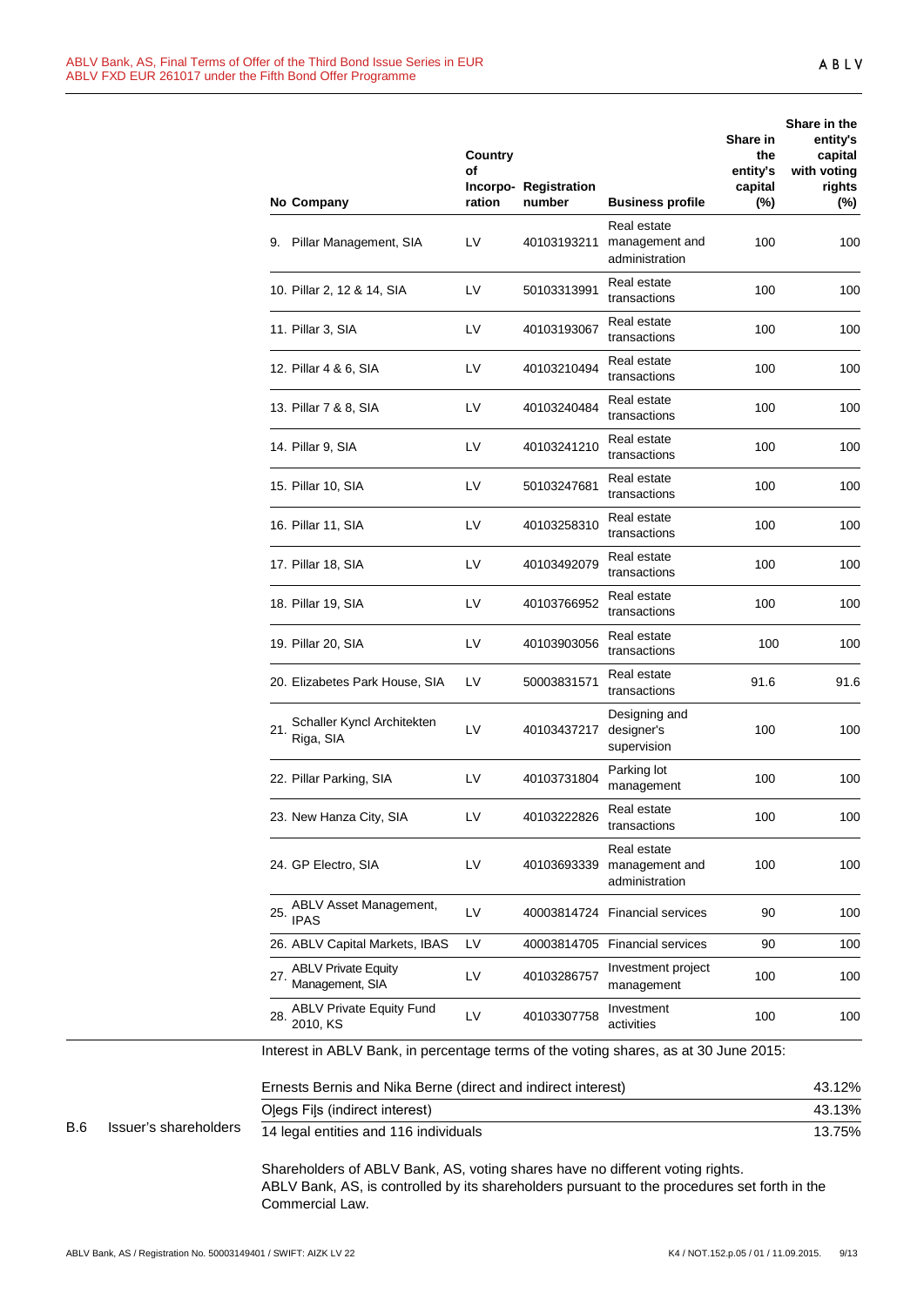| No | Company | Country of Incorpo-ration | Registration number | Business profile | Share in the entity's capital (%) | Share in the entity's capital with voting rights (%) |
|---|---|---|---|---|---|---|
| 9. | Pillar Management, SIA | LV | 40103193211 | Real estate management and administration | 100 | 100 |
| 10. | Pillar 2, 12 & 14, SIA | LV | 50103313991 | Real estate transactions | 100 | 100 |
| 11. | Pillar 3, SIA | LV | 40103193067 | Real estate transactions | 100 | 100 |
| 12. | Pillar 4 & 6, SIA | LV | 40103210494 | Real estate transactions | 100 | 100 |
| 13. | Pillar 7 & 8, SIA | LV | 40103240484 | Real estate transactions | 100 | 100 |
| 14. | Pillar 9, SIA | LV | 40103241210 | Real estate transactions | 100 | 100 |
| 15. | Pillar 10, SIA | LV | 50103247681 | Real estate transactions | 100 | 100 |
| 16. | Pillar 11, SIA | LV | 40103258310 | Real estate transactions | 100 | 100 |
| 17. | Pillar 18, SIA | LV | 40103492079 | Real estate transactions | 100 | 100 |
| 18. | Pillar 19, SIA | LV | 40103766952 | Real estate transactions | 100 | 100 |
| 19. | Pillar 20, SIA | LV | 40103903056 | Real estate transactions | 100 | 100 |
| 20. | Elizabetes Park House, SIA | LV | 50003831571 | Real estate transactions | 91.6 | 91.6 |
| 21. | Schaller Kyncl Architekten Riga, SIA | LV | 40103437217 | Designing and designer's supervision | 100 | 100 |
| 22. | Pillar Parking, SIA | LV | 40103731804 | Parking lot management | 100 | 100 |
| 23. | New Hanza City, SIA | LV | 40103222826 | Real estate transactions | 100 | 100 |
| 24. | GP Electro, SIA | LV | 40103693339 | Real estate management and administration | 100 | 100 |
| 25. | ABLV Asset Management, IPAS | LV | 40003814724 | Financial services | 90 | 100 |
| 26. | ABLV Capital Markets, IBAS | LV | 40003814705 | Financial services | 90 | 100 |
| 27. | ABLV Private Equity Management, SIA | LV | 40103286757 | Investment project management | 100 | 100 |
| 28. | ABLV Private Equity Fund 2010, KS | LV | 40103307758 | Investment activities | 100 | 100 |

**B.6 Issuer's shareholders**

Interest in ABLV Bank, in percentage terms of the voting shares, as at 30 June 2015:

| Shareholder | Interest |
|---|---|
| Ernests Bernis and Nika Berne (direct and indirect interest) | 43.12% |
| Oļegs Fiļs (indirect interest) | 43.13% |
| 14 legal entities and 116 individuals | 13.75% |

Shareholders of ABLV Bank, AS, voting shares have no different voting rights.
ABLV Bank, AS, is controlled by its shareholders pursuant to the procedures set forth in the Commercial Law.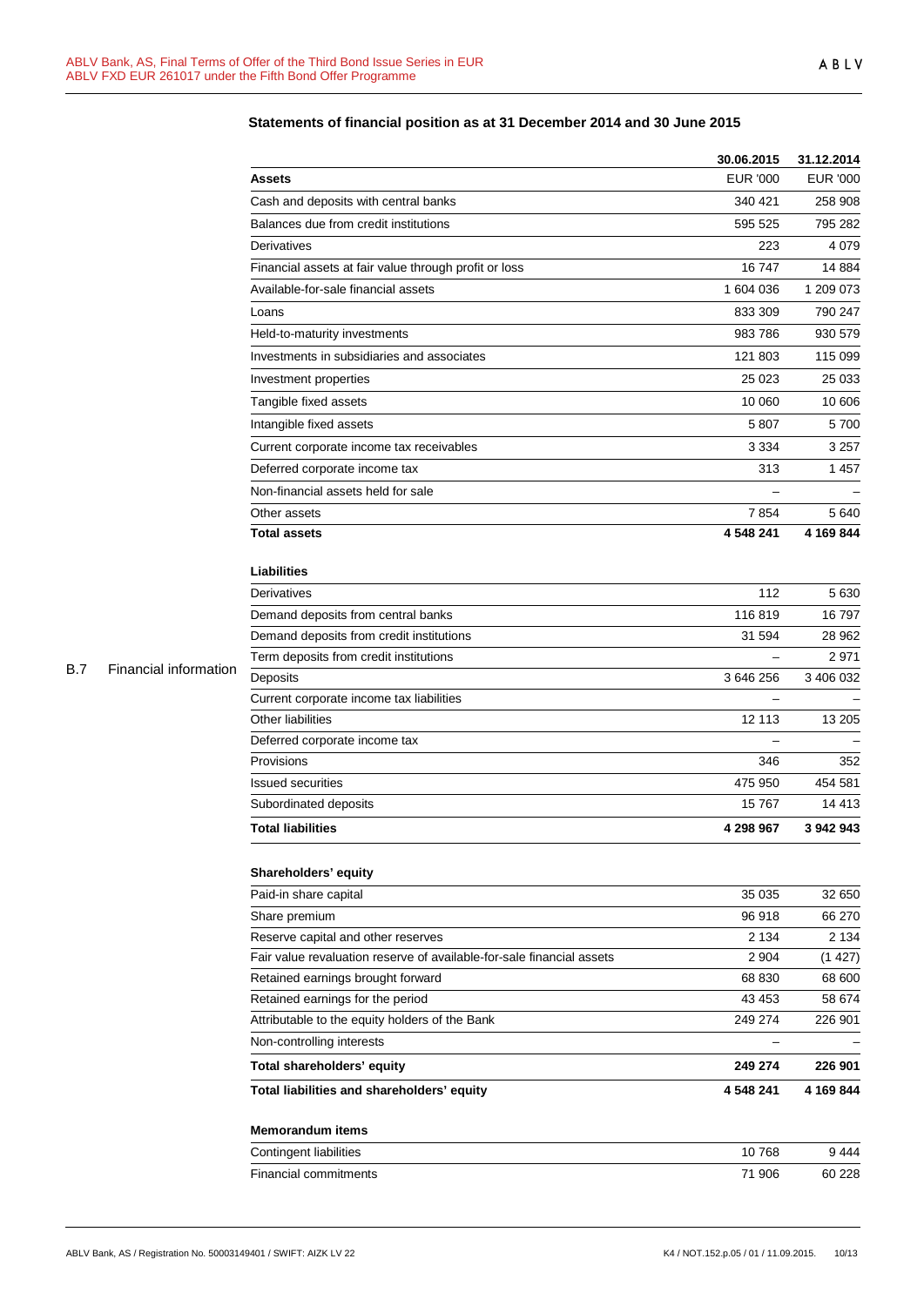B.7 Financial information

**Statements of financial position as at 31 December 2014 and 30 June 2015**

| | 30.06.2015 | 31.12.2014 |
|---|---|---|
| **Assets** | EUR '000 | EUR '000 |
| Cash and deposits with central banks | 340 421 | 258 908 |
| Balances due from credit institutions | 595 525 | 795 282 |
| Derivatives | 223 | 4 079 |
| Financial assets at fair value through profit or loss | 16 747 | 14 884 |
| Available-for-sale financial assets | 1 604 036 | 1 209 073 |
| Loans | 833 309 | 790 247 |
| Held-to-maturity investments | 983 786 | 930 579 |
| Investments in subsidiaries and associates | 121 803 | 115 099 |
| Investment properties | 25 023 | 25 033 |
| Tangible fixed assets | 10 060 | 10 606 |
| Intangible fixed assets | 5 807 | 5 700 |
| Current corporate income tax receivables | 3 334 | 3 257 |
| Deferred corporate income tax | 313 | 1 457 |
| Non-financial assets held for sale | – | – |
| Other assets | 7 854 | 5 640 |
| **Total assets** | **4 548 241** | **4 169 844** |
| | | |
| **Liabilities** | | |
| Derivatives | 112 | 5 630 |
| Demand deposits from central banks | 116 819 | 16 797 |
| Demand deposits from credit institutions | 31 594 | 28 962 |
| Term deposits from credit institutions | – | 2 971 |
| Deposits | 3 646 256 | 3 406 032 |
| Current corporate income tax liabilities | – | – |
| Other liabilities | 12 113 | 13 205 |
| Deferred corporate income tax | – | – |
| Provisions | 346 | 352 |
| Issued securities | 475 950 | 454 581 |
| Subordinated deposits | 15 767 | 14 413 |
| **Total liabilities** | **4 298 967** | **3 942 943** |
| | | |
| **Shareholders' equity** | | |
| Paid-in share capital | 35 035 | 32 650 |
| Share premium | 96 918 | 66 270 |
| Reserve capital and other reserves | 2 134 | 2 134 |
| Fair value revaluation reserve of available-for-sale financial assets | 2 904 | (1 427) |
| Retained earnings brought forward | 68 830 | 68 600 |
| Retained earnings for the period | 43 453 | 58 674 |
| Attributable to the equity holders of the Bank | 249 274 | 226 901 |
| Non-controlling interests | – | – |
| **Total shareholders' equity** | **249 274** | **226 901** |
| **Total liabilities and shareholders' equity** | **4 548 241** | **4 169 844** |
| | | |
| **Memorandum items** | | |
| Contingent liabilities | 10 768 | 9 444 |
| Financial commitments | 71 906 | 60 228 |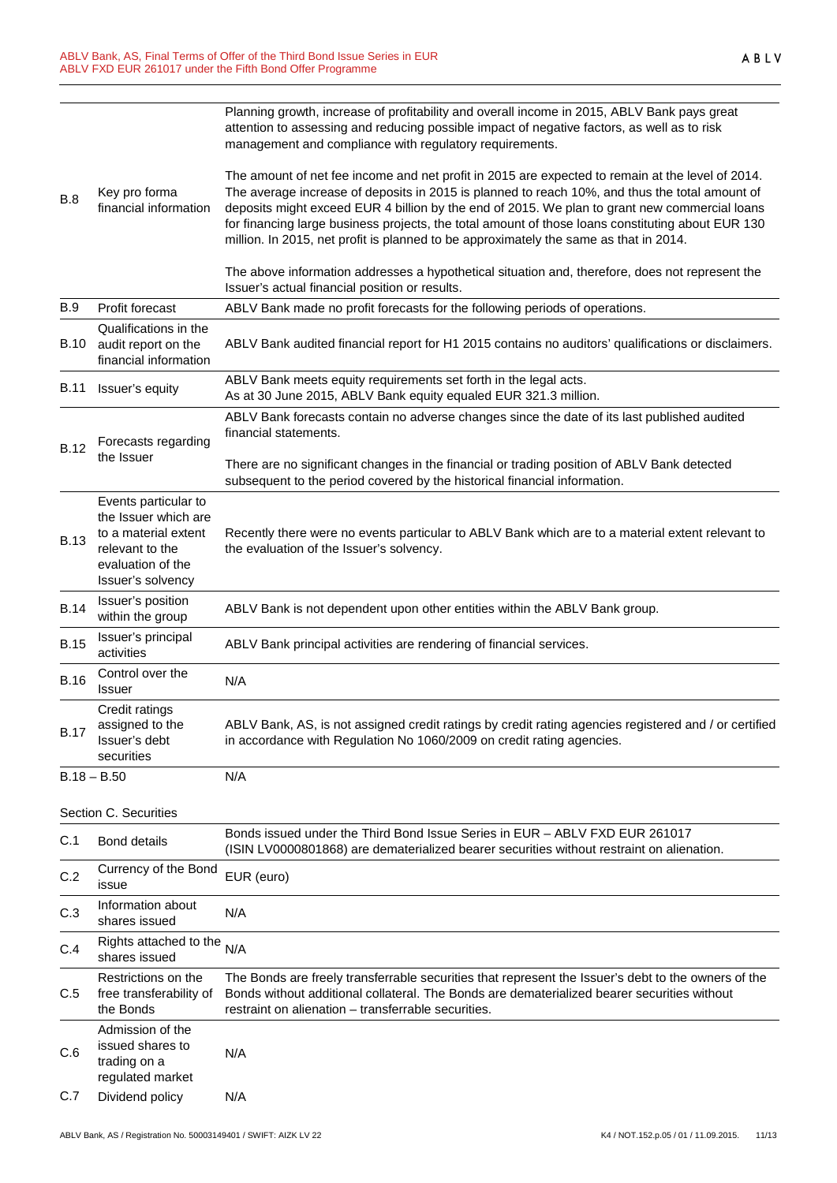| | | |
|---|---|---|
| B.8 | Key pro forma financial information | Planning growth, increase of profitability and overall income in 2015, ABLV Bank pays great attention to assessing and reducing possible impact of negative factors, as well as to risk management and compliance with regulatory requirements.<br><br>The amount of net fee income and net profit in 2015 are expected to remain at the level of 2014. The average increase of deposits in 2015 is planned to reach 10%, and thus the total amount of deposits might exceed EUR 4 billion by the end of 2015. We plan to grant new commercial loans for financing large business projects, the total amount of those loans constituting about EUR 130 million. In 2015, net profit is planned to be approximately the same as that in 2014.<br><br>The above information addresses a hypothetical situation and, therefore, does not represent the Issuer's actual financial position or results. |
| B.9 | Profit forecast | ABLV Bank made no profit forecasts for the following periods of operations. |
| B.10 | Qualifications in the audit report on the financial information | ABLV Bank audited financial report for H1 2015 contains no auditors' qualifications or disclaimers. |
| B.11 | Issuer's equity | ABLV Bank meets equity requirements set forth in the legal acts.<br>As at 30 June 2015, ABLV Bank equity equaled EUR 321.3 million. |
| B.12 | Forecasts regarding the Issuer | ABLV Bank forecasts contain no adverse changes since the date of its last published audited financial statements.<br><br>There are no significant changes in the financial or trading position of ABLV Bank detected subsequent to the period covered by the historical financial information. |
| B.13 | Events particular to the Issuer which are to a material extent relevant to the evaluation of the Issuer's solvency | Recently there were no events particular to ABLV Bank which are to a material extent relevant to the evaluation of the Issuer's solvency. |
| B.14 | Issuer's position within the group | ABLV Bank is not dependent upon other entities within the ABLV Bank group. |
| B.15 | Issuer's principal activities | ABLV Bank principal activities are rendering of financial services. |
| B.16 | Control over the Issuer | N/A |
| B.17 | Credit ratings assigned to the Issuer's debt securities | ABLV Bank, AS, is not assigned credit ratings by credit rating agencies registered and / or certified in accordance with Regulation No 1060/2009 on credit rating agencies. |
| B.18 – B.50 | | N/A |

Section C. Securities

| | | |
|---|---|---|
| C.1 | Bond details | Bonds issued under the Third Bond Issue Series in EUR – ABLV FXD EUR 261017 (ISIN LV0000801868) are dematerialized bearer securities without restraint on alienation. |
| C.2 | Currency of the Bond issue | EUR (euro) |
| C.3 | Information about shares issued | N/A |
| C.4 | Rights attached to the shares issued | N/A |
| C.5 | Restrictions on the free transferability of the Bonds | The Bonds are freely transferrable securities that represent the Issuer's debt to the owners of the Bonds without additional collateral. The Bonds are dematerialized bearer securities without restraint on alienation – transferrable securities. |
| C.6 | Admission of the issued shares to trading on a regulated market | N/A |
| C.7 | Dividend policy | N/A |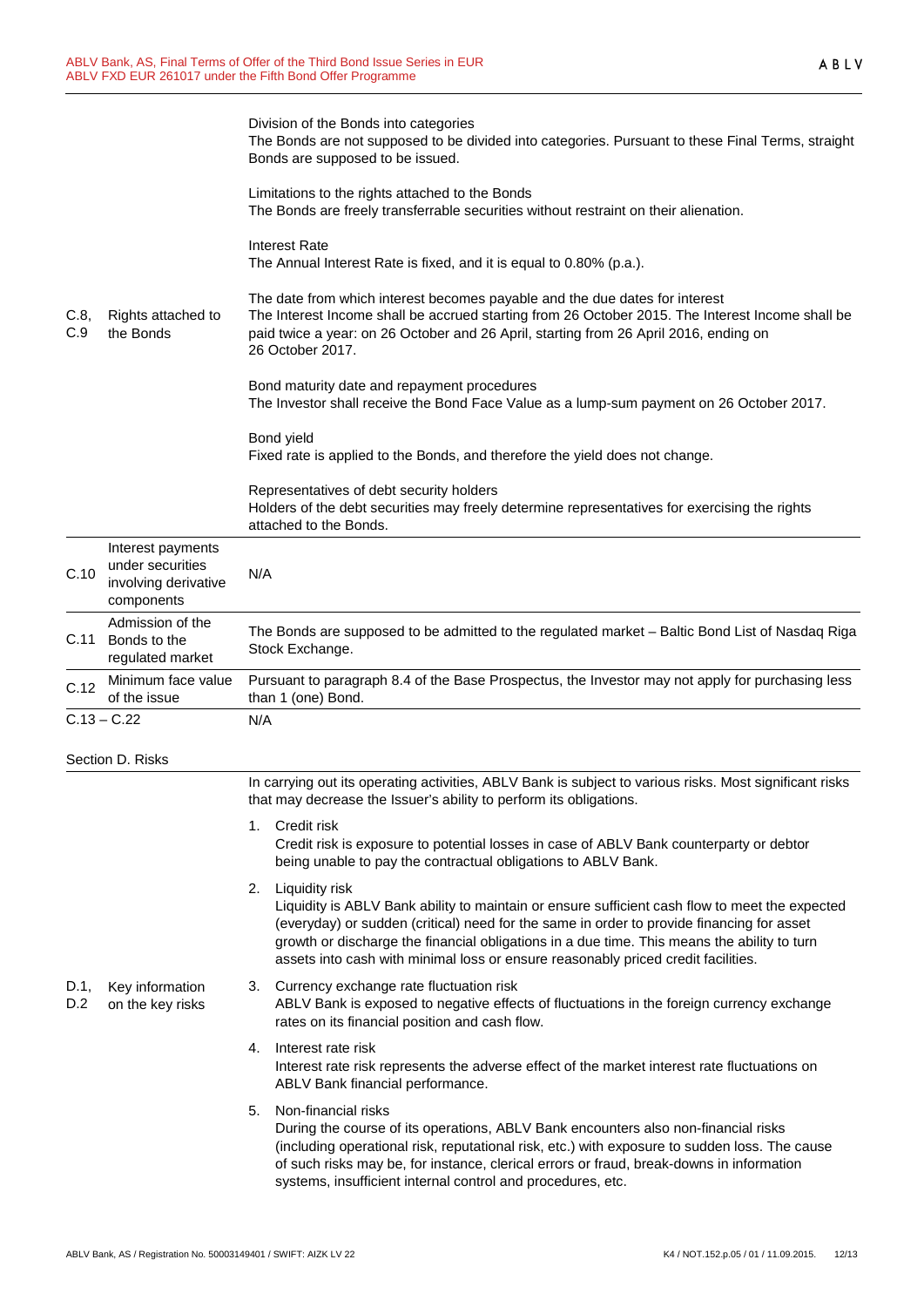| | | |
|---|---|---|
| C.8, C.9 | Rights attached to the Bonds | Division of the Bonds into categories<br>The Bonds are not supposed to be divided into categories. Pursuant to these Final Terms, straight Bonds are supposed to be issued.<br><br>Limitations to the rights attached to the Bonds<br>The Bonds are freely transferrable securities without restraint on their alienation.<br><br>Interest Rate<br>The Annual Interest Rate is fixed, and it is equal to 0.80% (p.a.).<br><br>The date from which interest becomes payable and the due dates for interest<br>The Interest Income shall be accrued starting from 26 October 2015. The Interest Income shall be paid twice a year: on 26 October and 26 April, starting from 26 April 2016, ending on 26 October 2017.<br><br>Bond maturity date and repayment procedures<br>The Investor shall receive the Bond Face Value as a lump-sum payment on 26 October 2017.<br><br>Bond yield<br>Fixed rate is applied to the Bonds, and therefore the yield does not change.<br><br>Representatives of debt security holders<br>Holders of the debt securities may freely determine representatives for exercising the rights attached to the Bonds. |
| C.10 | Interest payments under securities involving derivative components | N/A |
| C.11 | Admission of the Bonds to the regulated market | The Bonds are supposed to be admitted to the regulated market – Baltic Bond List of Nasdaq Riga Stock Exchange. |
| C.12 | Minimum face value of the issue | Pursuant to paragraph 8.4 of the Base Prospectus, the Investor may not apply for purchasing less than 1 (one) Bond. |
| C.13 – C.22 | | N/A |

Section D. Risks

| | | |
|---|---|---|
| D.1, D.2 | Key information on the key risks | In carrying out its operating activities, ABLV Bank is subject to various risks. Most significant risks that may decrease the Issuer's ability to perform its obligations.<br><br>1. Credit risk<br>Credit risk is exposure to potential losses in case of ABLV Bank counterparty or debtor being unable to pay the contractual obligations to ABLV Bank.<br><br>2. Liquidity risk<br>Liquidity is ABLV Bank ability to maintain or ensure sufficient cash flow to meet the expected (everyday) or sudden (critical) need for the same in order to provide financing for asset growth or discharge the financial obligations in a due time. This means the ability to turn assets into cash with minimal loss or ensure reasonably priced credit facilities.<br><br>3. Currency exchange rate fluctuation risk<br>ABLV Bank is exposed to negative effects of fluctuations in the foreign currency exchange rates on its financial position and cash flow.<br><br>4. Interest rate risk<br>Interest rate risk represents the adverse effect of the market interest rate fluctuations on ABLV Bank financial performance.<br><br>5. Non-financial risks<br>During the course of its operations, ABLV Bank encounters also non-financial risks (including operational risk, reputational risk, etc.) with exposure to sudden loss. The cause of such risks may be, for instance, clerical errors or fraud, break-downs in information systems, insufficient internal control and procedures, etc. |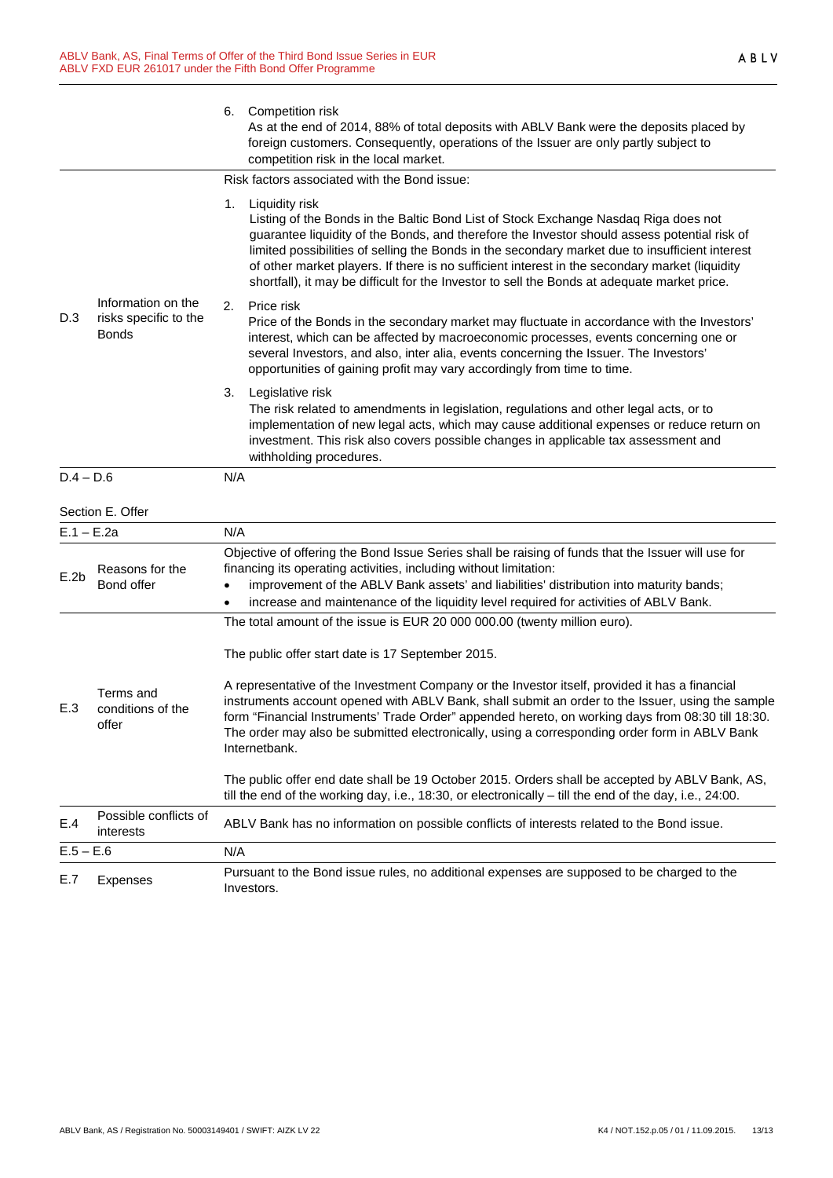| | | |
|---|---|---|
| | | 6. Competition risk<br>As at the end of 2014, 88% of total deposits with ABLV Bank were the deposits placed by foreign customers. Consequently, operations of the Issuer are only partly subject to competition risk in the local market. |
| D.3 | Information on the risks specific to the Bonds | Risk factors associated with the Bond issue:<br>1. Liquidity risk<br>Listing of the Bonds in the Baltic Bond List of Stock Exchange Nasdaq Riga does not guarantee liquidity of the Bonds, and therefore the Investor should assess potential risk of limited possibilities of selling the Bonds in the secondary market due to insufficient interest of other market players. If there is no sufficient interest in the secondary market (liquidity shortfall), it may be difficult for the Investor to sell the Bonds at adequate market price.<br>2. Price risk<br>Price of the Bonds in the secondary market may fluctuate in accordance with the Investors' interest, which can be affected by macroeconomic processes, events concerning one or several Investors, and also, inter alia, events concerning the Issuer. The Investors' opportunities of gaining profit may vary accordingly from time to time.<br>3. Legislative risk<br>The risk related to amendments in legislation, regulations and other legal acts, or to implementation of new legal acts, which may cause additional expenses or reduce return on investment. This risk also covers possible changes in applicable tax assessment and withholding procedures. |
| D.4 – D.6 | | N/A |

Section E. Offer

| | | |
|---|---|---|
| E.1 – E.2a | | N/A |
| E.2b | Reasons for the Bond offer | Objective of offering the Bond Issue Series shall be raising of funds that the Issuer will use for financing its operating activities, including without limitation:<br>• improvement of the ABLV Bank assets' and liabilities' distribution into maturity bands;<br>• increase and maintenance of the liquidity level required for activities of ABLV Bank. |
| E.3 | Terms and conditions of the offer | The total amount of the issue is EUR 20 000 000.00 (twenty million euro).<br><br>The public offer start date is 17 September 2015.<br><br>A representative of the Investment Company or the Investor itself, provided it has a financial instruments account opened with ABLV Bank, shall submit an order to the Issuer, using the sample form "Financial Instruments' Trade Order" appended hereto, on working days from 08:30 till 18:30. The order may also be submitted electronically, using a corresponding order form in ABLV Bank Internetbank.<br><br>The public offer end date shall be 19 October 2015. Orders shall be accepted by ABLV Bank, AS, till the end of the working day, i.e., 18:30, or electronically – till the end of the day, i.e., 24:00. |
| E.4 | Possible conflicts of interests | ABLV Bank has no information on possible conflicts of interests related to the Bond issue. |
| E.5 – E.6 | | N/A |
| E.7 | Expenses | Pursuant to the Bond issue rules, no additional expenses are supposed to be charged to the Investors. |